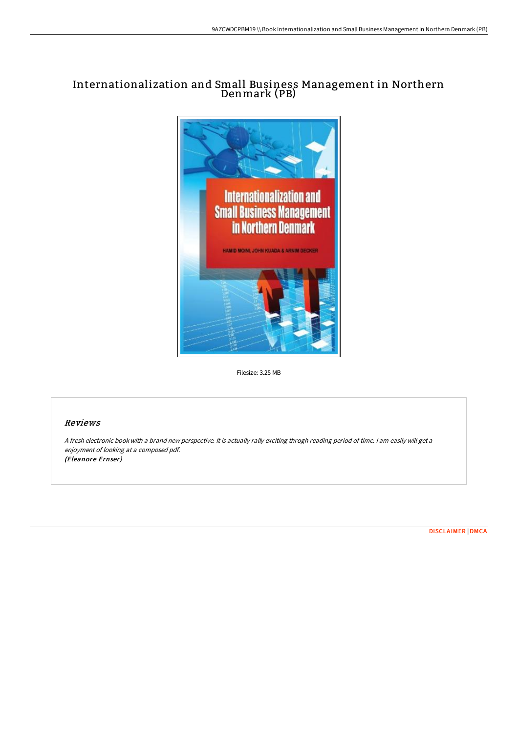# Internationalization and Small Business Management in Northern Denmark (PB)

Filesize: 3.25 MB

## Reviews

*A fresh electronic book with a brand new perspective. It is actually rally exciting throgh reading period of time. I am easily will get a enjoyment of looking at a composed pdf.*
***(Eleanore Ernser)***

DISCLAIMER | DMCA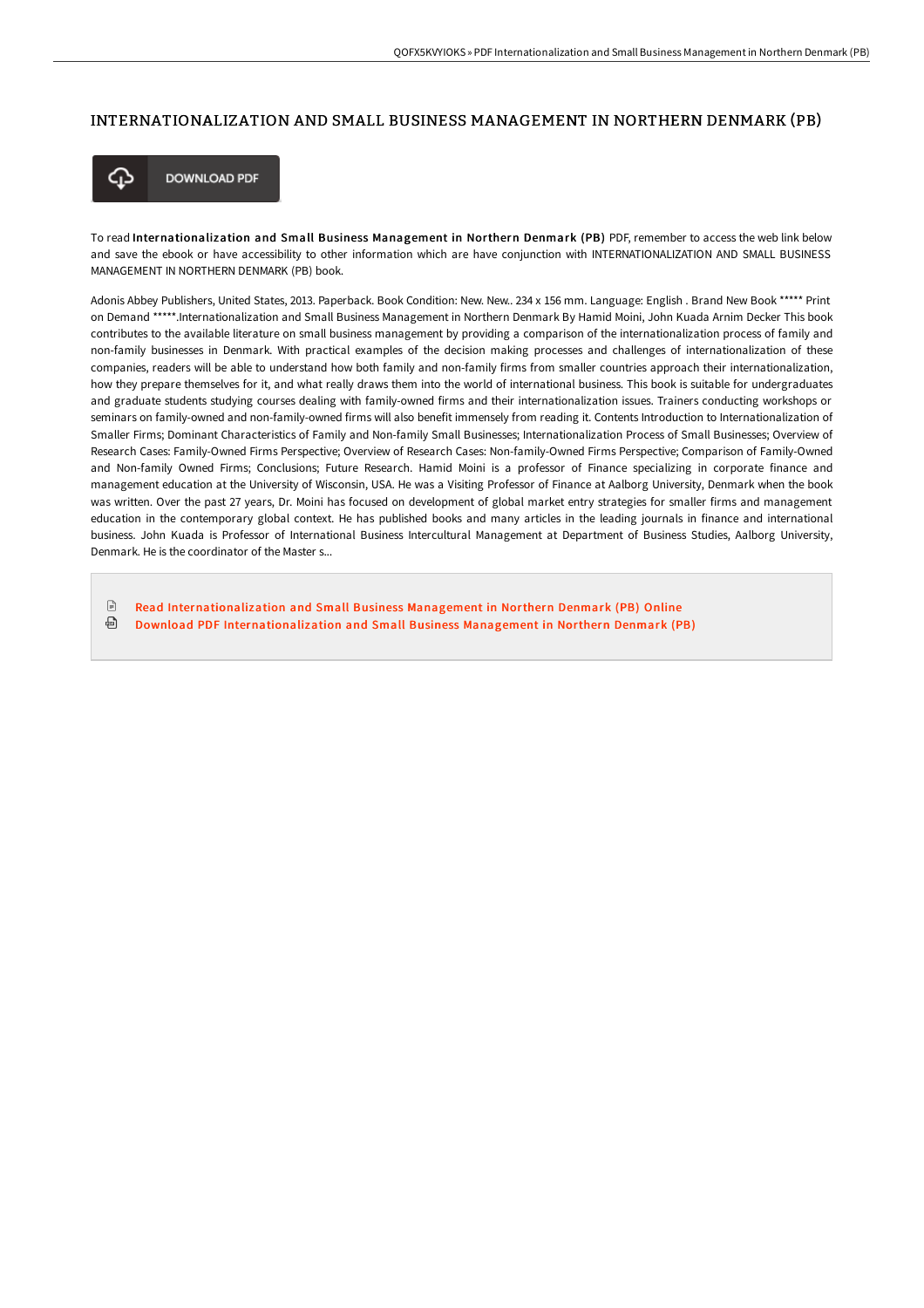# INTERNATIONALIZATION AND SMALL BUSINESS MANAGEMENT IN NORTHERN DENMARK (PB)

DOWNLOAD PDF

To read **Internationalization and Small Business Management in Northern Denmark (PB)** PDF, remember to access the web link below and save the ebook or have accessibility to other information which are have conjunction with INTERNATIONALIZATION AND SMALL BUSINESS MANAGEMENT IN NORTHERN DENMARK (PB) book.

Adonis Abbey Publishers, United States, 2013. Paperback. Book Condition: New. New.. 234 x 156 mm. Language: English . Brand New Book ***** Print on Demand *****.Internationalization and Small Business Management in Northern Denmark By Hamid Moini, John Kuada Arnim Decker This book contributes to the available literature on small business management by providing a comparison of the internationalization process of family and non-family businesses in Denmark. With practical examples of the decision making processes and challenges of internationalization of these companies, readers will be able to understand how both family and non-family firms from smaller countries approach their internationalization, how they prepare themselves for it, and what really draws them into the world of international business. This book is suitable for undergraduates and graduate students studying courses dealing with family-owned firms and their internationalization issues. Trainers conducting workshops or seminars on family-owned and non-family-owned firms will also benefit immensely from reading it. Contents Introduction to Internationalization of Smaller Firms; Dominant Characteristics of Family and Non-family Small Businesses; Internationalization Process of Small Businesses; Overview of Research Cases: Family-Owned Firms Perspective; Overview of Research Cases: Non-family-Owned Firms Perspective; Comparison of Family-Owned and Non-family Owned Firms; Conclusions; Future Research. Hamid Moini is a professor of Finance specializing in corporate finance and management education at the University of Wisconsin, USA. He was a Visiting Professor of Finance at Aalborg University, Denmark when the book was written. Over the past 27 years, Dr. Moini has focused on development of global market entry strategies for smaller firms and management education in the contemporary global context. He has published books and many articles in the leading journals in finance and international business. John Kuada is Professor of International Business Intercultural Management at Department of Business Studies, Aalborg University, Denmark. He is the coordinator of the Master s...

- Read Internationalization and Small Business Management in Northern Denmark (PB) Online
- Download PDF Internationalization and Small Business Management in Northern Denmark (PB)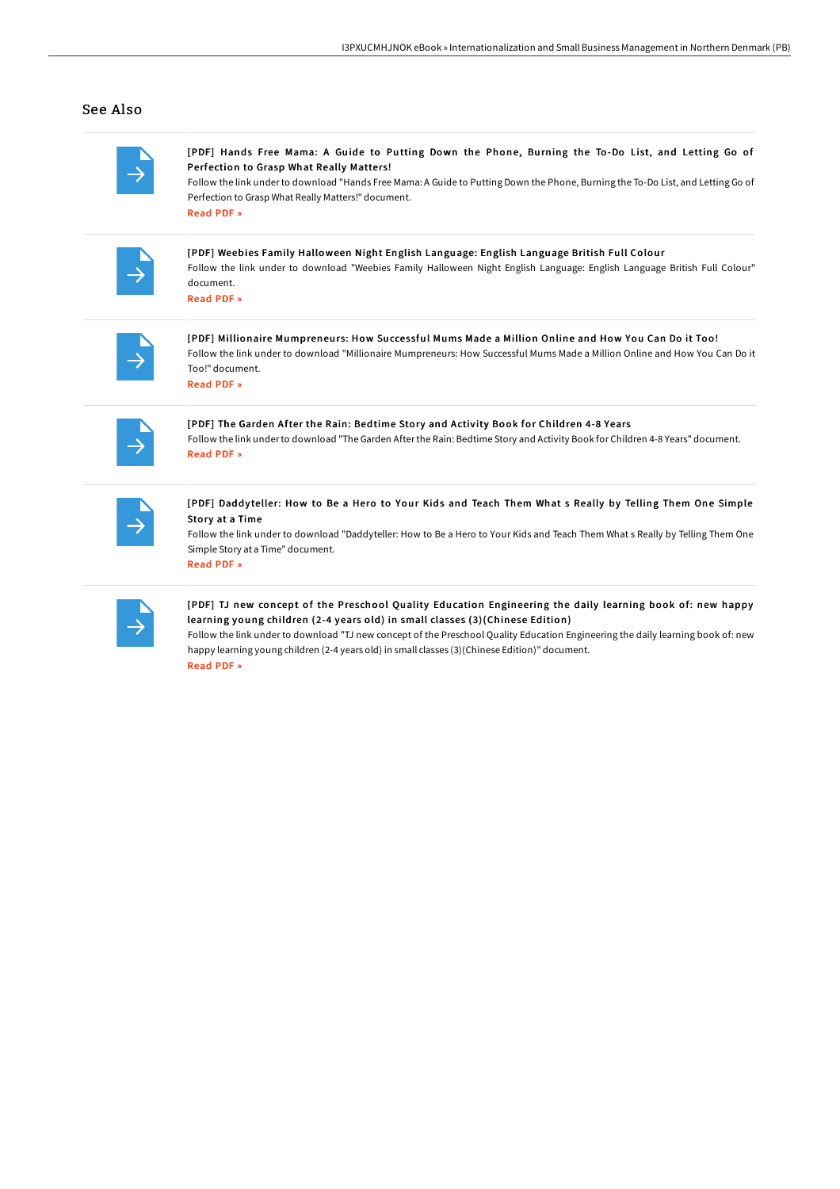## See Also

**[PDF] Hands Free Mama: A Guide to Putting Down the Phone, Burning the To-Do List, and Letting Go of Perfection to Grasp What Really Matters!**

Follow the link under to download "Hands Free Mama: A Guide to Putting Down the Phone, Burning the To-Do List, and Letting Go of Perfection to Grasp What Really Matters!" document.

Read PDF »

**[PDF] Weebies Family Halloween Night English Language: English Language British Full Colour**

Follow the link under to download "Weebies Family Halloween Night English Language: English Language British Full Colour" document.

Read PDF »

**[PDF] Millionaire Mumpreneurs: How Successful Mums Made a Million Online and How You Can Do it Too!**

Follow the link under to download "Millionaire Mumpreneurs: How Successful Mums Made a Million Online and How You Can Do it Too!" document.

Read PDF »

**[PDF] The Garden After the Rain: Bedtime Story and Activity Book for Children 4-8 Years**

Follow the link under to download "The Garden After the Rain: Bedtime Story and Activity Book for Children 4-8 Years" document.

Read PDF »

**[PDF] Daddyteller: How to Be a Hero to Your Kids and Teach Them What s Really by Telling Them One Simple Story at a Time**

Follow the link under to download "Daddyteller: How to Be a Hero to Your Kids and Teach Them What s Really by Telling Them One Simple Story at a Time" document.

Read PDF »

**[PDF] TJ new concept of the Preschool Quality Education Engineering the daily learning book of: new happy learning young children (2-4 years old) in small classes (3)(Chinese Edition)**

Follow the link under to download "TJ new concept of the Preschool Quality Education Engineering the daily learning book of: new happy learning young children (2-4 years old) in small classes (3)(Chinese Edition)" document.

Read PDF »